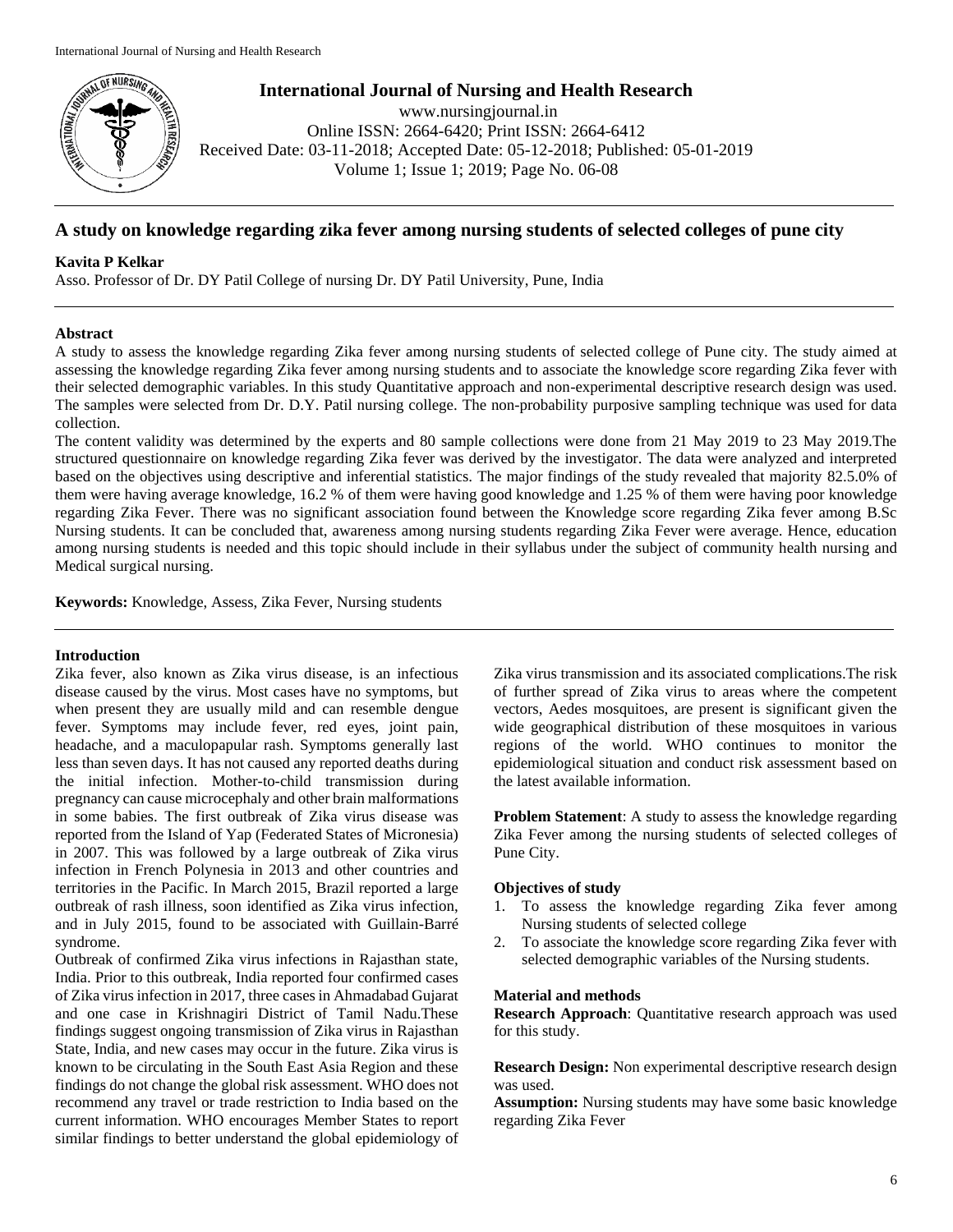# International Journal of Nursing and Health Research

www.nursingjournal.in
Online ISSN: 2664-6420; Print ISSN: 2664-6412
Received Date: 03-11-2018; Accepted Date: 05-12-2018; Published: 05-01-2019
Volume 1; Issue 1; 2019; Page No. 06-08

## A study on knowledge regarding zika fever among nursing students of selected colleges of pune city

**Kavita P Kelkar**

Asso. Professor of Dr. DY Patil College of nursing Dr. DY Patil University, Pune, India

### Abstract

A study to assess the knowledge regarding Zika fever among nursing students of selected college of Pune city. The study aimed at assessing the knowledge regarding Zika fever among nursing students and to associate the knowledge score regarding Zika fever with their selected demographic variables. In this study Quantitative approach and non-experimental descriptive research design was used. The samples were selected from Dr. D.Y. Patil nursing college. The non-probability purposive sampling technique was used for data collection.

The content validity was determined by the experts and 80 sample collections were done from 21 May 2019 to 23 May 2019.The structured questionnaire on knowledge regarding Zika fever was derived by the investigator. The data were analyzed and interpreted based on the objectives using descriptive and inferential statistics. The major findings of the study revealed that majority 82.5.0% of them were having average knowledge, 16.2 % of them were having good knowledge and 1.25 % of them were having poor knowledge regarding Zika Fever. There was no significant association found between the Knowledge score regarding Zika fever among B.Sc Nursing students. It can be concluded that, awareness among nursing students regarding Zika Fever were average. Hence, education among nursing students is needed and this topic should include in their syllabus under the subject of community health nursing and Medical surgical nursing.

**Keywords:** Knowledge, Assess, Zika Fever, Nursing students

### Introduction

Zika fever, also known as Zika virus disease, is an infectious disease caused by the virus. Most cases have no symptoms, but when present they are usually mild and can resemble dengue fever. Symptoms may include fever, red eyes, joint pain, headache, and a maculopapular rash. Symptoms generally last less than seven days. It has not caused any reported deaths during the initial infection. Mother-to-child transmission during pregnancy can cause microcephaly and other brain malformations in some babies. The first outbreak of Zika virus disease was reported from the Island of Yap (Federated States of Micronesia) in 2007. This was followed by a large outbreak of Zika virus infection in French Polynesia in 2013 and other countries and territories in the Pacific. In March 2015, Brazil reported a large outbreak of rash illness, soon identified as Zika virus infection, and in July 2015, found to be associated with Guillain-Barré syndrome.

Outbreak of confirmed Zika virus infections in Rajasthan state, India. Prior to this outbreak, India reported four confirmed cases of Zika virus infection in 2017, three cases in Ahmadabad Gujarat and one case in Krishnagiri District of Tamil Nadu.These findings suggest ongoing transmission of Zika virus in Rajasthan State, India, and new cases may occur in the future. Zika virus is known to be circulating in the South East Asia Region and these findings do not change the global risk assessment. WHO does not recommend any travel or trade restriction to India based on the current information. WHO encourages Member States to report similar findings to better understand the global epidemiology of Zika virus transmission and its associated complications.The risk of further spread of Zika virus to areas where the competent vectors, Aedes mosquitoes, are present is significant given the wide geographical distribution of these mosquitoes in various regions of the world. WHO continues to monitor the epidemiological situation and conduct risk assessment based on the latest available information.

**Problem Statement**: A study to assess the knowledge regarding Zika Fever among the nursing students of selected colleges of Pune City.

### Objectives of study

1. To assess the knowledge regarding Zika fever among Nursing students of selected college
2. To associate the knowledge score regarding Zika fever with selected demographic variables of the Nursing students.

### Material and methods

**Research Approach**: Quantitative research approach was used for this study.

**Research Design:** Non experimental descriptive research design was used.

**Assumption:** Nursing students may have some basic knowledge regarding Zika Fever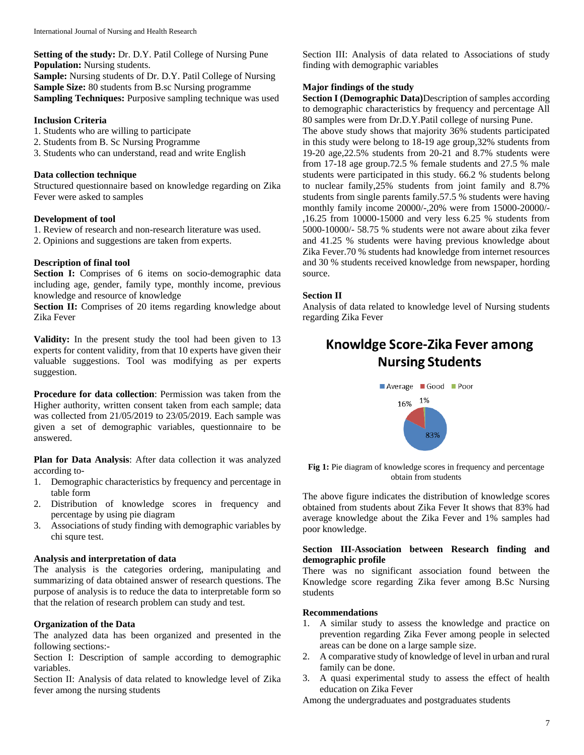**Setting of the study:** Dr. D.Y. Patil College of Nursing Pune
**Population:** Nursing students.
**Sample:** Nursing students of Dr. D.Y. Patil College of Nursing
**Sample Size:** 80 students from B.sc Nursing programme
**Sampling Techniques:** Purposive sampling technique was used

### Inclusion Criteria

1. Students who are willing to participate
2. Students from B. Sc Nursing Programme
3. Students who can understand, read and write English

### Data collection technique

Structured questionnaire based on knowledge regarding on Zika Fever were asked to samples

### Development of tool

1. Review of research and non-research literature was used.
2. Opinions and suggestions are taken from experts.

### Description of final tool

**Section I:** Comprises of 6 items on socio-demographic data including age, gender, family type, monthly income, previous knowledge and resource of knowledge
**Section II:** Comprises of 20 items regarding knowledge about Zika Fever

**Validity:** In the present study the tool had been given to 13 experts for content validity, from that 10 experts have given their valuable suggestions. Tool was modifying as per experts suggestion.

**Procedure for data collection**: Permission was taken from the Higher authority, written consent taken from each sample; data was collected from 21/05/2019 to 23/05/2019. Each sample was given a set of demographic variables, questionnaire to be answered.

**Plan for Data Analysis**: After data collection it was analyzed according to-

1. Demographic characteristics by frequency and percentage in table form
2. Distribution of knowledge scores in frequency and percentage by using pie diagram
3. Associations of study finding with demographic variables by chi squre test.

### Analysis and interpretation of data

The analysis is the categories ordering, manipulating and summarizing of data obtained answer of research questions. The purpose of analysis is to reduce the data to interpretable form so that the relation of research problem can study and test.

### Organization of the Data

The analyzed data has been organized and presented in the following sections:-
Section I: Description of sample according to demographic variables.
Section II: Analysis of data related to knowledge level of Zika fever among the nursing students
Section III: Analysis of data related to Associations of study finding with demographic variables

### Major findings of the study

**Section I (Demographic Data)**Description of samples according to demographic characteristics by frequency and percentage All 80 samples were from Dr.D.Y.Patil college of nursing Pune.
The above study shows that majority 36% students participated in this study were belong to 18-19 age group,32% students from 19-20 age,22.5% students from 20-21 and 8.7% students were from 17-18 age group.72.5 % female students and 27.5 % male students were participated in this study. 66.2 % students belong to nuclear family,25% students from joint family and 8.7% students from single parents family.57.5 % students were having monthly family income 20000/-,20% were from 15000-20000/-,16.25 from 10000-15000 and very less 6.25 % students from 5000-10000/- 58.75 % students were not aware about zika fever and 41.25 % students were having previous knowledge about Zika Fever.70 % students had knowledge from internet resources and 30 % students received knowledge from newspaper, hording source.

### Section II

Analysis of data related to knowledge level of Nursing students regarding Zika Fever

**Knowldge Score-Zika Fever among Nursing Students**

| Knowledge | Percentage |
|---|---|
| Average | 83% |
| Good | 16% |
| Poor | 1% |

**Fig 1:** Pie diagram of knowledge scores in frequency and percentage obtain from students

The above figure indicates the distribution of knowledge scores obtained from students about Zika Fever It shows that 83% had average knowledge about the Zika Fever and 1% samples had poor knowledge.

### Section III-Association between Research finding and demographic profile

There was no significant association found between the Knowledge score regarding Zika fever among B.Sc Nursing students

### Recommendations

1. A similar study to assess the knowledge and practice on prevention regarding Zika Fever among people in selected areas can be done on a large sample size.
2. A comparative study of knowledge of level in urban and rural family can be done.
3. A quasi experimental study to assess the effect of health education on Zika Fever

Among the undergraduates and postgraduates students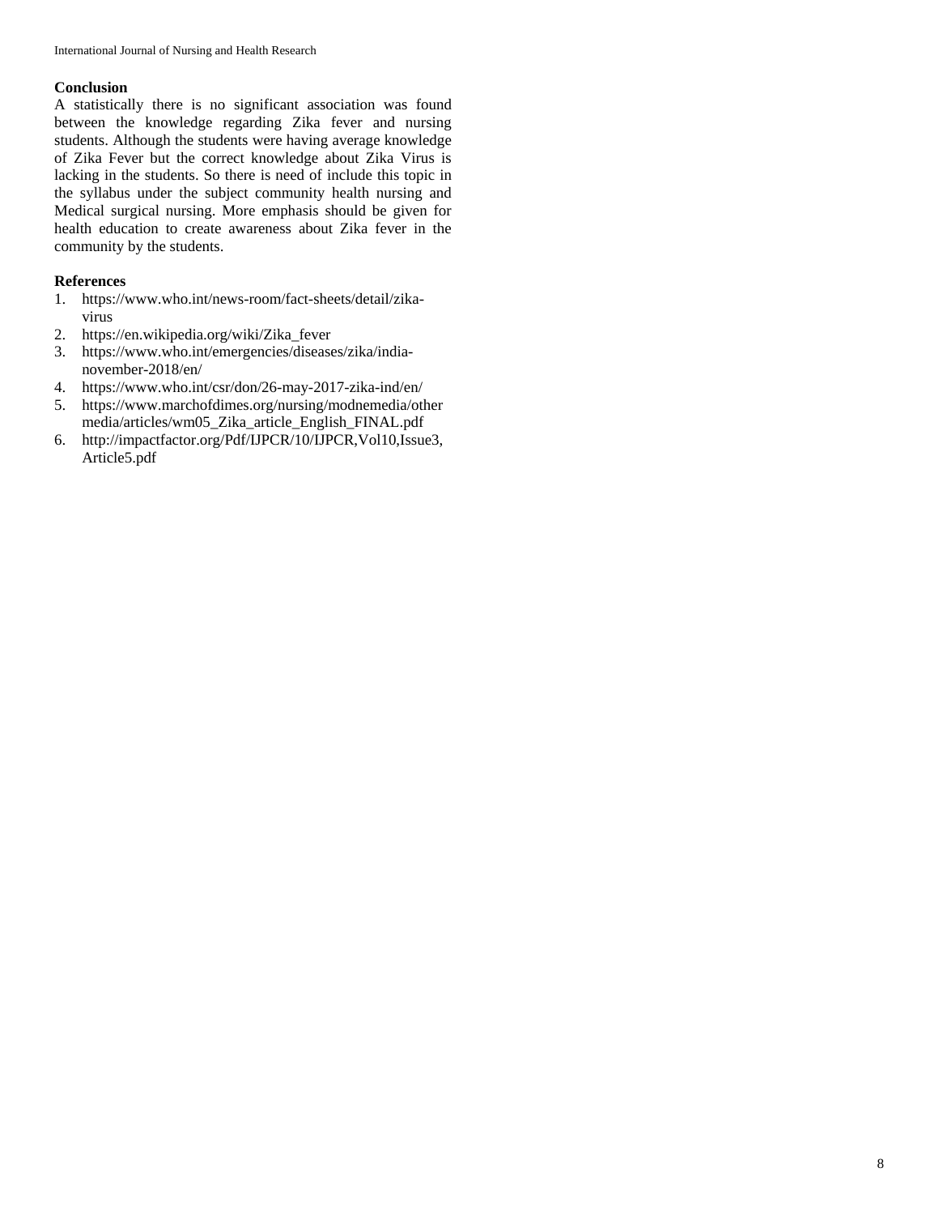## Conclusion

A statistically there is no significant association was found between the knowledge regarding Zika fever and nursing students. Although the students were having average knowledge of Zika Fever but the correct knowledge about Zika Virus is lacking in the students. So there is need of include this topic in the syllabus under the subject community health nursing and Medical surgical nursing. More emphasis should be given for health education to create awareness about Zika fever in the community by the students.

## References

1. https://www.who.int/news-room/fact-sheets/detail/zika-virus
2. https://en.wikipedia.org/wiki/Zika_fever
3. https://www.who.int/emergencies/diseases/zika/india-november-2018/en/
4. https://www.who.int/csr/don/26-may-2017-zika-ind/en/
5. https://www.marchofdimes.org/nursing/modnemedia/othermedia/articles/wm05_Zika_article_English_FINAL.pdf
6. http://impactfactor.org/Pdf/IJPCR/10/IJPCR,Vol10,Issue3,Article5.pdf